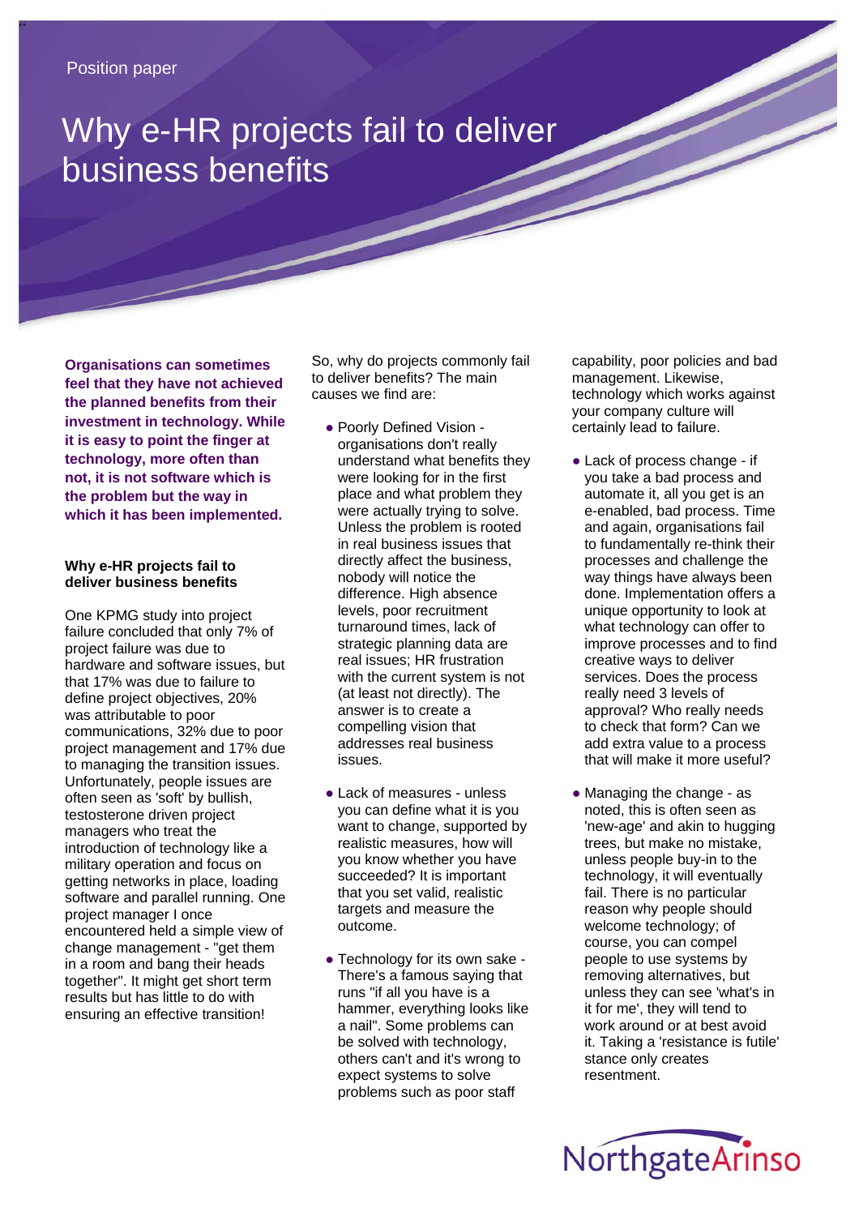Position paper

# Why e-HR projects fail to deliver business benefits

**Organisations can sometimes feel that they have not achieved the planned benefits from their investment in technology. While it is easy to point the finger at technology, more often than not, it is not software which is the problem but the way in which it has been implemented.**

## Why e-HR projects fail to deliver business benefits

One KPMG study into project failure concluded that only 7% of project failure was due to hardware and software issues, but that 17% was due to failure to define project objectives, 20% was attributable to poor communications, 32% due to poor project management and 17% due to managing the transition issues. Unfortunately, people issues are often seen as 'soft' by bullish, testosterone driven project managers who treat the introduction of technology like a military operation and focus on getting networks in place, loading software and parallel running. One project manager I once encountered held a simple view of change management - "get them in a room and bang their heads together". It might get short term results but has little to do with ensuring an effective transition!

So, why do projects commonly fail to deliver benefits? The main causes we find are:

- Poorly Defined Vision - organisations don't really understand what benefits they were looking for in the first place and what problem they were actually trying to solve. Unless the problem is rooted in real business issues that directly affect the business, nobody will notice the difference. High absence levels, poor recruitment turnaround times, lack of strategic planning data are real issues; HR frustration with the current system is not (at least not directly). The answer is to create a compelling vision that addresses real business issues.
- Lack of measures - unless you can define what it is you want to change, supported by realistic measures, how will you know whether you have succeeded? It is important that you set valid, realistic targets and measure the outcome.
- Technology for its own sake - There's a famous saying that runs "if all you have is a hammer, everything looks like a nail". Some problems can be solved with technology, others can't and it's wrong to expect systems to solve problems such as poor staff capability, poor policies and bad management. Likewise, technology which works against your company culture will certainly lead to failure.
- Lack of process change - if you take a bad process and automate it, all you get is an e-enabled, bad process. Time and again, organisations fail to fundamentally re-think their processes and challenge the way things have always been done. Implementation offers a unique opportunity to look at what technology can offer to improve processes and to find creative ways to deliver services. Does the process really need 3 levels of approval? Who really needs to check that form? Can we add extra value to a process that will make it more useful?
- Managing the change - as noted, this is often seen as 'new-age' and akin to hugging trees, but make no mistake, unless people buy-in to the technology, it will eventually fail. There is no particular reason why people should welcome technology; of course, you can compel people to use systems by removing alternatives, but unless they can see 'what's in it for me', they will tend to work around or at best avoid it. Taking a 'resistance is futile' stance only creates resentment.

NorthgateArinso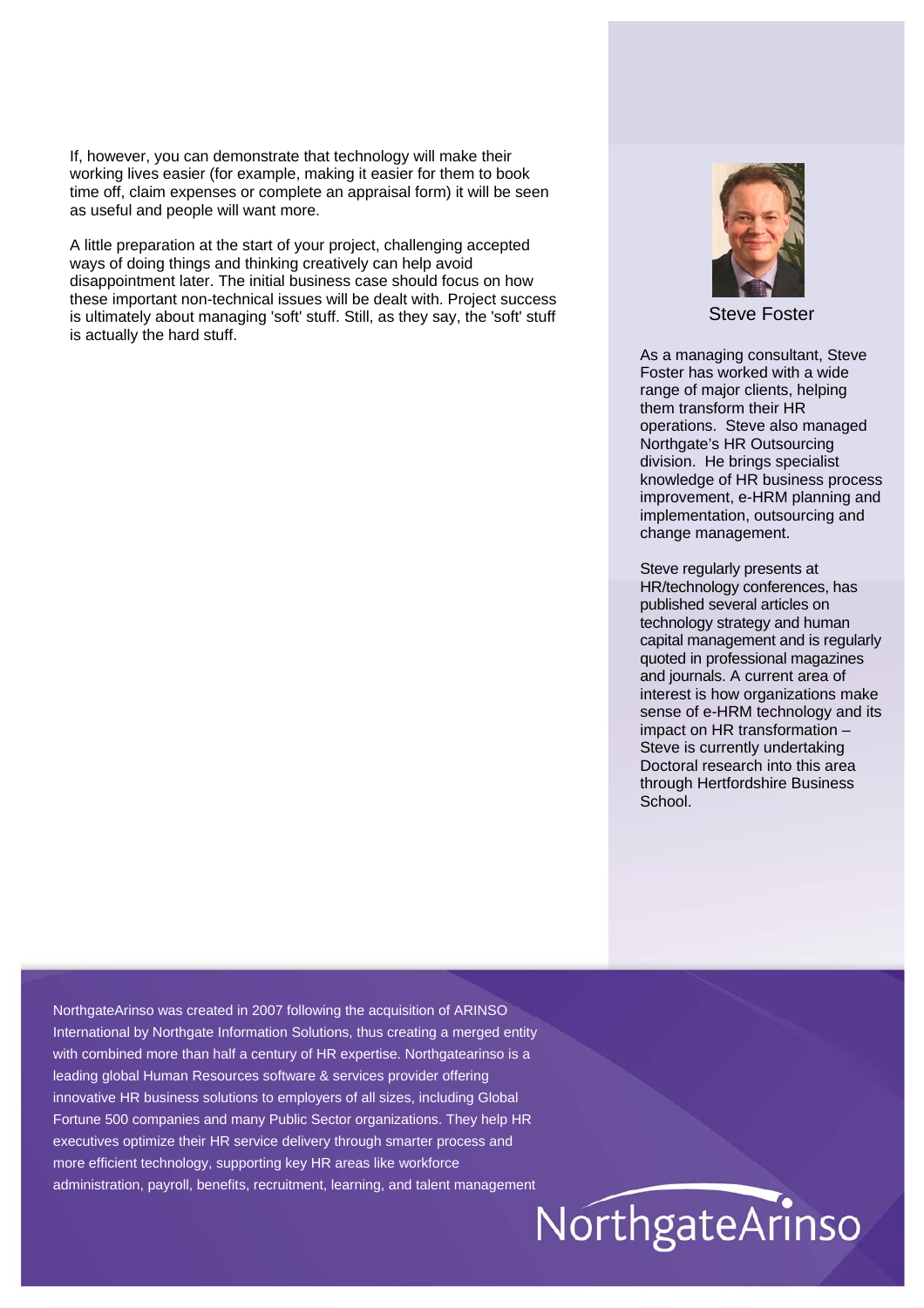If, however, you can demonstrate that technology will make their working lives easier (for example, making it easier for them to book time off, claim expenses or complete an appraisal form) it will be seen as useful and people will want more.

A little preparation at the start of your project, challenging accepted ways of doing things and thinking creatively can help avoid disappointment later. The initial business case should focus on how these important non-technical issues will be dealt with. Project success is ultimately about managing 'soft' stuff. Still, as they say, the 'soft' stuff is actually the hard stuff.

Steve Foster

As a managing consultant, Steve Foster has worked with a wide range of major clients, helping them transform their HR operations. Steve also managed Northgate's HR Outsourcing division. He brings specialist knowledge of HR business process improvement, e-HRM planning and implementation, outsourcing and change management.

Steve regularly presents at HR/technology conferences, has published several articles on technology strategy and human capital management and is regularly quoted in professional magazines and journals. A current area of interest is how organizations make sense of e-HRM technology and its impact on HR transformation – Steve is currently undertaking Doctoral research into this area through Hertfordshire Business School.

NorthgateArinso was created in 2007 following the acquisition of ARINSO International by Northgate Information Solutions, thus creating a merged entity with combined more than half a century of HR expertise. Northgatearinso is a leading global Human Resources software & services provider offering innovative HR business solutions to employers of all sizes, including Global Fortune 500 companies and many Public Sector organizations. They help HR executives optimize their HR service delivery through smarter process and more efficient technology, supporting key HR areas like workforce administration, payroll, benefits, recruitment, learning, and talent management

NorthgateArinso